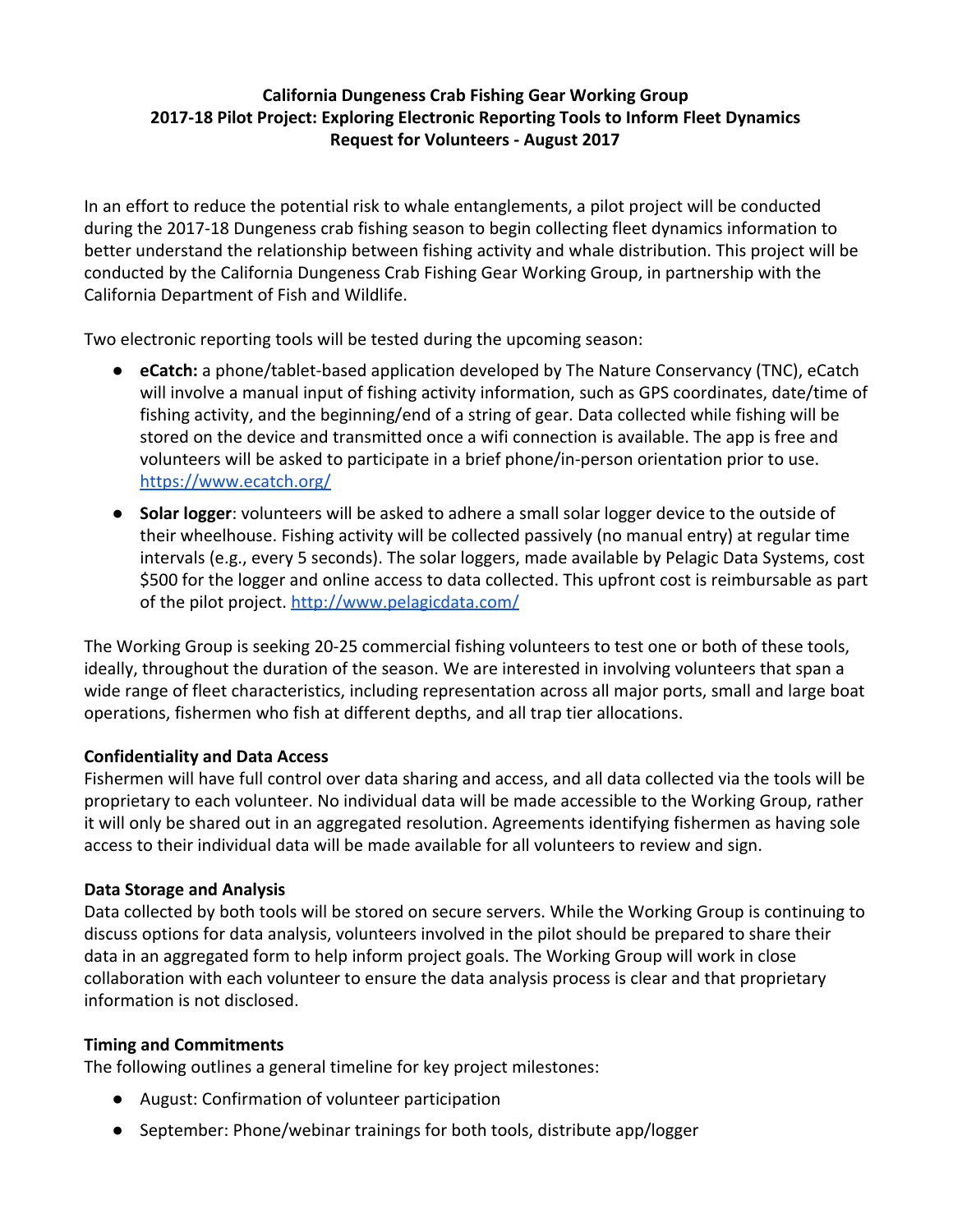**California Dungeness Crab Fishing Gear Working Group**
**2017-18 Pilot Project: Exploring Electronic Reporting Tools to Inform Fleet Dynamics**
**Request for Volunteers - August 2017**

In an effort to reduce the potential risk to whale entanglements, a pilot project will be conducted during the 2017-18 Dungeness crab fishing season to begin collecting fleet dynamics information to better understand the relationship between fishing activity and whale distribution. This project will be conducted by the California Dungeness Crab Fishing Gear Working Group, in partnership with the California Department of Fish and Wildlife.

Two electronic reporting tools will be tested during the upcoming season:

- **eCatch:** a phone/tablet-based application developed by The Nature Conservancy (TNC), eCatch will involve a manual input of fishing activity information, such as GPS coordinates, date/time of fishing activity, and the beginning/end of a string of gear. Data collected while fishing will be stored on the device and transmitted once a wifi connection is available. The app is free and volunteers will be asked to participate in a brief phone/in-person orientation prior to use. [https://www.ecatch.org/](https://www.ecatch.org/)
- **Solar logger**: volunteers will be asked to adhere a small solar logger device to the outside of their wheelhouse. Fishing activity will be collected passively (no manual entry) at regular time intervals (e.g., every 5 seconds). The solar loggers, made available by Pelagic Data Systems, cost $500 for the logger and online access to data collected. This upfront cost is reimbursable as part of the pilot project. [http://www.pelagicdata.com/](http://www.pelagicdata.com/)

The Working Group is seeking 20-25 commercial fishing volunteers to test one or both of these tools, ideally, throughout the duration of the season. We are interested in involving volunteers that span a wide range of fleet characteristics, including representation across all major ports, small and large boat operations, fishermen who fish at different depths, and all trap tier allocations.

**Confidentiality and Data Access**
Fishermen will have full control over data sharing and access, and all data collected via the tools will be proprietary to each volunteer. No individual data will be made accessible to the Working Group, rather it will only be shared out in an aggregated resolution. Agreements identifying fishermen as having sole access to their individual data will be made available for all volunteers to review and sign.

**Data Storage and Analysis**
Data collected by both tools will be stored on secure servers. While the Working Group is continuing to discuss options for data analysis, volunteers involved in the pilot should be prepared to share their data in an aggregated form to help inform project goals. The Working Group will work in close collaboration with each volunteer to ensure the data analysis process is clear and that proprietary information is not disclosed.

**Timing and Commitments**
The following outlines a general timeline for key project milestones:

- August: Confirmation of volunteer participation
- September: Phone/webinar trainings for both tools, distribute app/logger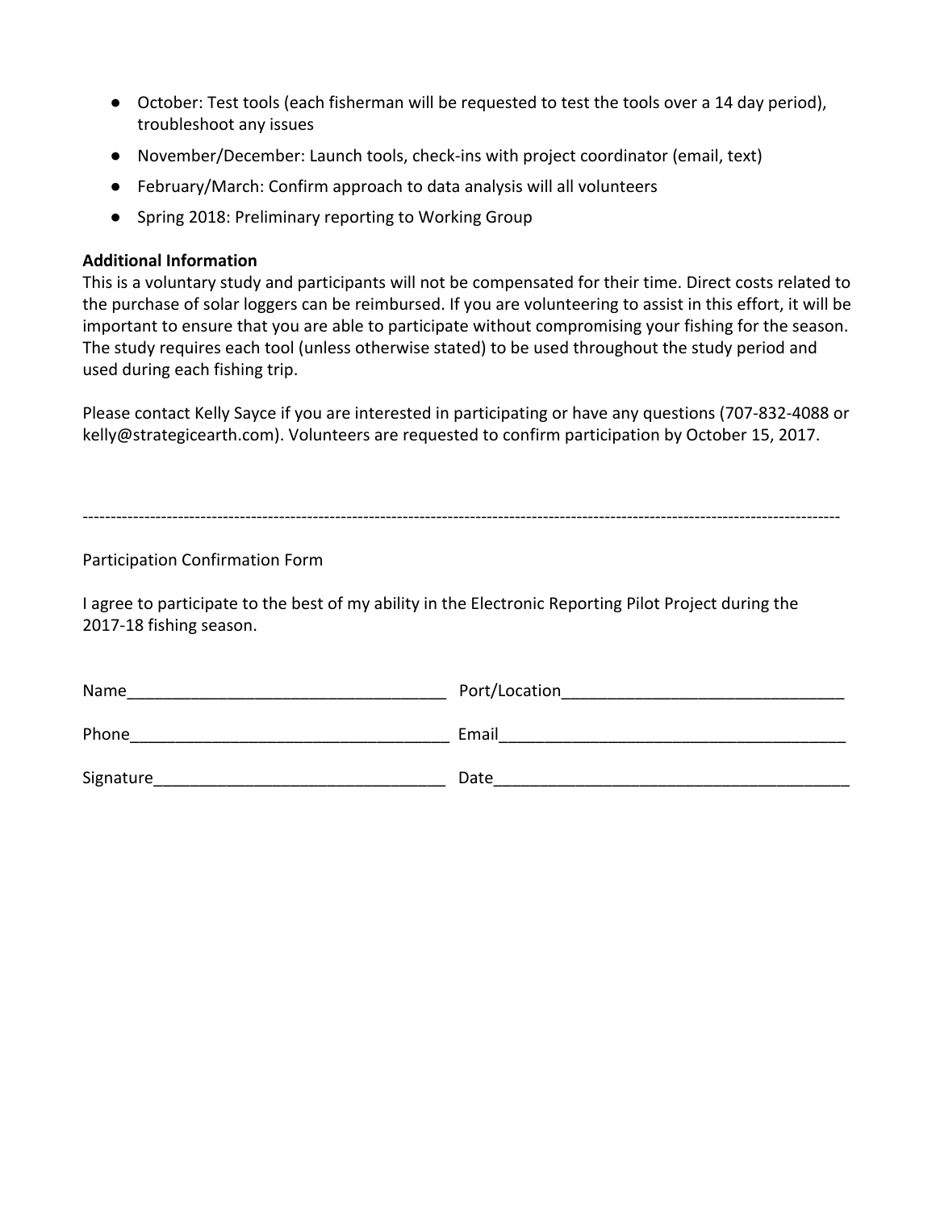- October: Test tools (each fisherman will be requested to test the tools over a 14 day period), troubleshoot any issues
- November/December: Launch tools, check-ins with project coordinator (email, text)
- February/March: Confirm approach to data analysis will all volunteers
- Spring 2018: Preliminary reporting to Working Group

**Additional Information**

This is a voluntary study and participants will not be compensated for their time. Direct costs related to the purchase of solar loggers can be reimbursed. If you are volunteering to assist in this effort, it will be important to ensure that you are able to participate without compromising your fishing for the season. The study requires each tool (unless otherwise stated) to be used throughout the study period and used during each fishing trip.

Please contact Kelly Sayce if you are interested in participating or have any questions (707-832-4088 or kelly@strategicearth.com). Volunteers are requested to confirm participation by October 15, 2017.

---

Participation Confirmation Form

I agree to participate to the best of my ability in the Electronic Reporting Pilot Project during the 2017-18 fishing season.

Name___________________________________ Port/Location_______________________________

Phone___________________________________ Email______________________________________

Signature________________________________ Date_______________________________________